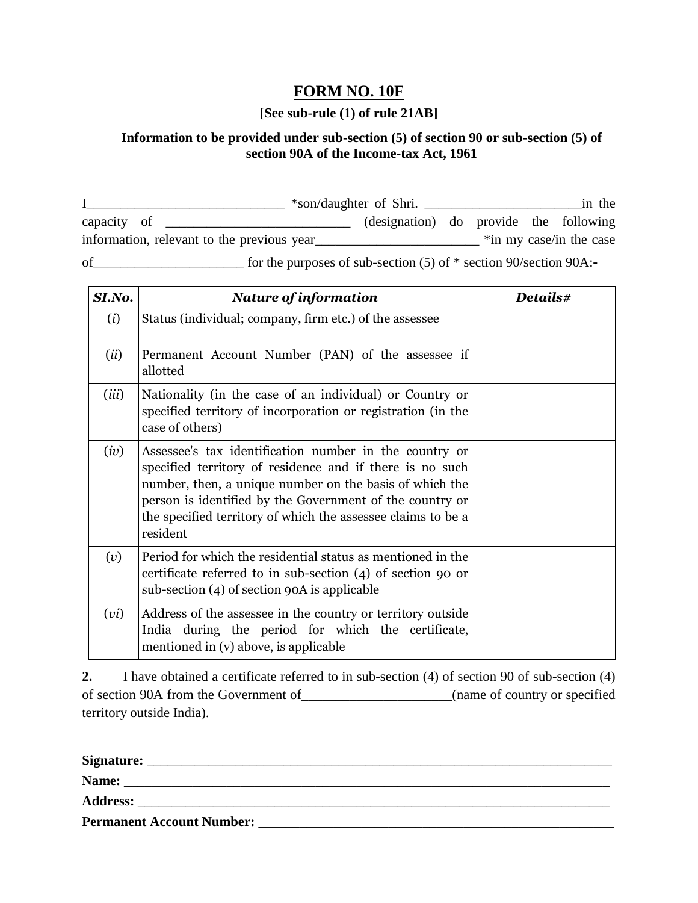# FORM NO. 10F

**[See sub-rule (1) of rule 21AB]**

**Information to be provided under sub-section (5) of section 90 or sub-section (5) of section 90A of the Income-tax Act, 1961**

I____________________________ *son/daughter of Shri. ______________________in the capacity of __________________________ (designation) do provide the following information, relevant to the previous year_______________________ *in my case/in the case of_____________________ for the purposes of sub-section (5) of * section 90/section 90A:-

| ***SI.No.*** | ***Nature of information*** | ***Details#*** |
|---|---|---|
| (*i*) | Status (individual; company, firm etc.) of the assessee | |
| (*ii*) | Permanent Account Number (PAN) of the assessee if allotted | |
| (*iii*) | Nationality (in the case of an individual) or Country or specified territory of incorporation or registration (in the case of others) | |
| (*iv*) | Assessee's tax identification number in the country or specified territory of residence and if there is no such number, then, a unique number on the basis of which the person is identified by the Government of the country or the specified territory of which the assessee claims to be a resident | |
| (*v*) | Period for which the residential status as mentioned in the certificate referred to in sub-section (4) of section 90 or sub-section (4) of section 90A is applicable | |
| (*vi*) | Address of the assessee in the country or territory outside India during the period for which the certificate, mentioned in (v) above, is applicable | |

**2.** I have obtained a certificate referred to in sub-section (4) of section 90 of sub-section (4) of section 90A from the Government of_____________________(name of country or specified territory outside India).

**Signature:** ____________________________________________________________________

**Name:** ________________________________________________________________________

**Address:** ______________________________________________________________________

**Permanent Account Number:** ______________________________________________________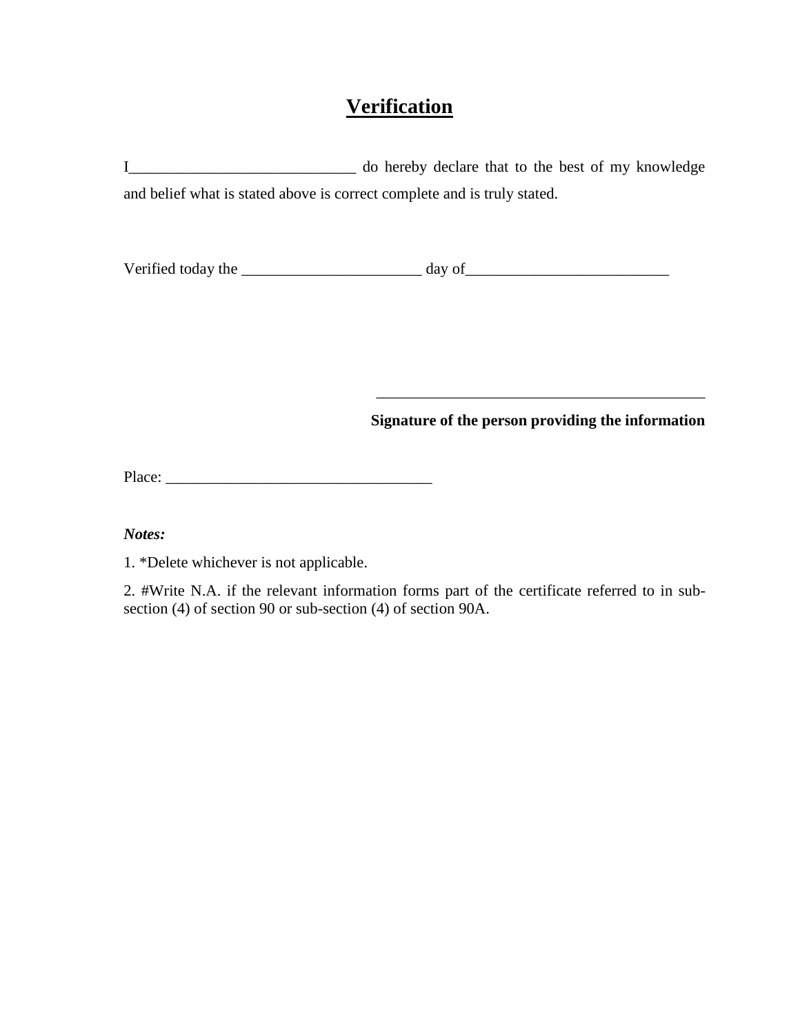# Verification

I_____________________________ do hereby declare that to the best of my knowledge and belief what is stated above is correct complete and is truly stated.

Verified today the _______________________ day of__________________________

_________________________________________

**Signature of the person providing the information**

Place: __________________________________

***Notes:***

1. *Delete whichever is not applicable.

2. #Write N.A. if the relevant information forms part of the certificate referred to in sub-section (4) of section 90 or sub-section (4) of section 90A.